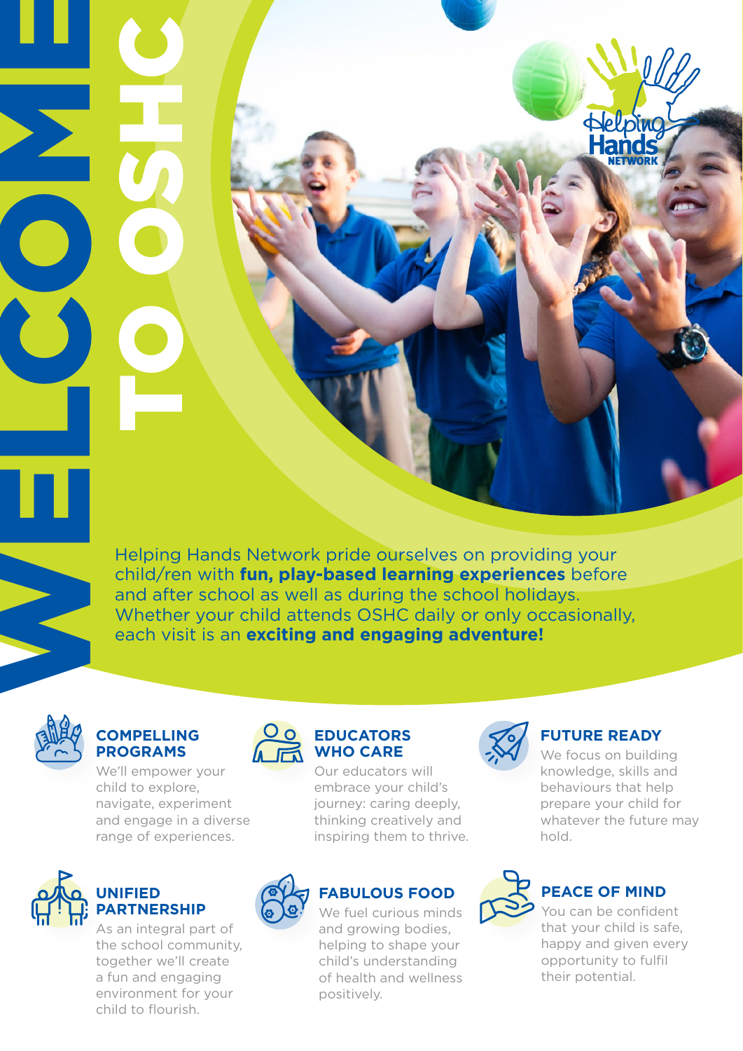# WELCOME TO OSHC

Helping Hands Network

Helping Hands Network pride ourselves on providing your child/ren with **fun, play-based learning experiences** before and after school as well as during the school holidays. Whether your child attends OSHC daily or only occasionally, each visit is an **exciting and engaging adventure!**

### COMPELLING PROGRAMS

We'll empower your child to explore, navigate, experiment and engage in a diverse range of experiences.

### EDUCATORS WHO CARE

Our educators will embrace your child's journey: caring deeply, thinking creatively and inspiring them to thrive.

### FUTURE READY

We focus on building knowledge, skills and behaviours that help prepare your child for whatever the future may hold.

### UNIFIED PARTNERSHIP

As an integral part of the school community, together we'll create a fun and engaging environment for your child to flourish.

### FABULOUS FOOD

We fuel curious minds and growing bodies, helping to shape your child's understanding of health and wellness positively.

### PEACE OF MIND

You can be confident that your child is safe, happy and given every opportunity to fulfil their potential.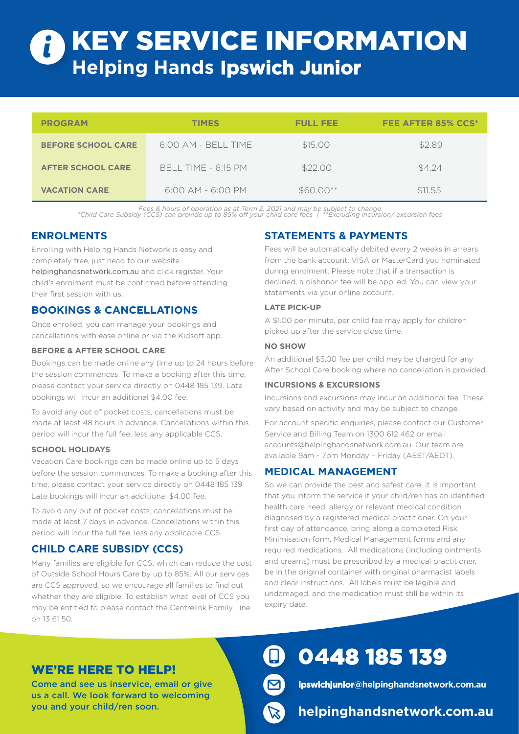# KEY SERVICE INFORMATION
## Helping Hands Ipswich Junior

| PROGRAM | TIMES | FULL FEE | FEE AFTER 85% CCS* |
|---|---|---|---|
| BEFORE SCHOOL CARE | 6:00 AM - BELL TIME | $15.00 | $2.89 |
| AFTER SCHOOL CARE | BELL TIME - 6:15 PM | $22.00 | $4.24 |
| VACATION CARE | 6:00 AM - 6:00 PM | $60.00** | $11.55 |

*Fees & hours of operation as at Term 2, 2021 and may be subject to change*
*\*Child Care Subsidy (CCS) can provide up to 85% off your child care fees | \*\*Excluding incursion/ excursion fees*

### ENROLMENTS

Enrolling with Helping Hands Network is easy and completely free, just head to our website helpinghandsnetwork.com.au and click register. Your child's enrolment must be confirmed before attending their first session with us.

### BOOKINGS & CANCELLATIONS

Once enrolled, you can manage your bookings and cancellations with ease online or via the Kidsoft app.

#### BEFORE & AFTER SCHOOL CARE

Bookings can be made online any time up to 24 hours before the session commences. To make a booking after this time, please contact your service directly on 0448 185 139. Late bookings will incur an additional $4.00 fee.

To avoid any out of pocket costs, cancellations must be made at least 48 hours in advance. Cancellations within this period will incur the full fee, less any applicable CCS.

#### SCHOOL HOLIDAYS

Vacation Care bookings can be made online up to 5 days before the session commences. To make a booking after this time, please contact your service directly on 0448 185 139 Late bookings will incur an additional $4.00 fee.

To avoid any out of pocket costs, cancellations must be made at least 7 days in advance. Cancellations within this period will incur the full fee, less any applicable CCS.

### CHILD CARE SUBSIDY (CCS)

Many families are eligible for CCS, which can reduce the cost of Outside School Hours Care by up to 85%. All our services are CCS approved, so we encourage all families to find out whether they are eligible. To establish what level of CCS you may be entitled to please contact the Centrelink Family Line on 13 61 50.

### STATEMENTS & PAYMENTS

Fees will be automatically debited every 2 weeks in arrears from the bank account, VISA or MasterCard you nominated during enrolment. Please note that if a transaction is declined, a dishonor fee will be applied. You can view your statements via your online account.

#### LATE PICK-UP

A $1.00 per minute, per child fee may apply for children picked up after the service close time.

#### NO SHOW

An additional $5.00 fee per child may be charged for any After School Care booking where no cancellation is provided.

#### INCURSIONS & EXCURSIONS

Incursions and excursions may incur an additional fee. These vary based on activity and may be subject to change.

For account specific enquiries, please contact our Customer Service and Billing Team on 1300 612 462 or email accounts@helpinghandsnetwork.com.au. Our team are available 9am - 7pm Monday – Friday (AEST/AEDT).

### MEDICAL MANAGEMENT

So we can provide the best and safest care, it is important that you inform the service if your child/ren has an identified health care need, allergy or relevant medical condition diagnosed by a registered medical practitioner. On your first day of attendance, bring along a completed Risk Minimisation form, Medical Management forms and any required medications. All medications (including ointments and creams) must be prescribed by a medical practitioner, be in the original container with original pharmacist labels and clear instructions. All labels must be legible and undamaged, and the medication must still be within its expiry date.

### WE'RE HERE TO HELP!

Come and see us inservice, email or give us a call. We look forward to welcoming you and your child/ren soon.

**0448 185 139**

ipswichjunior@helpinghandsnetwork.com.au

**helpinghandsnetwork.com.au**